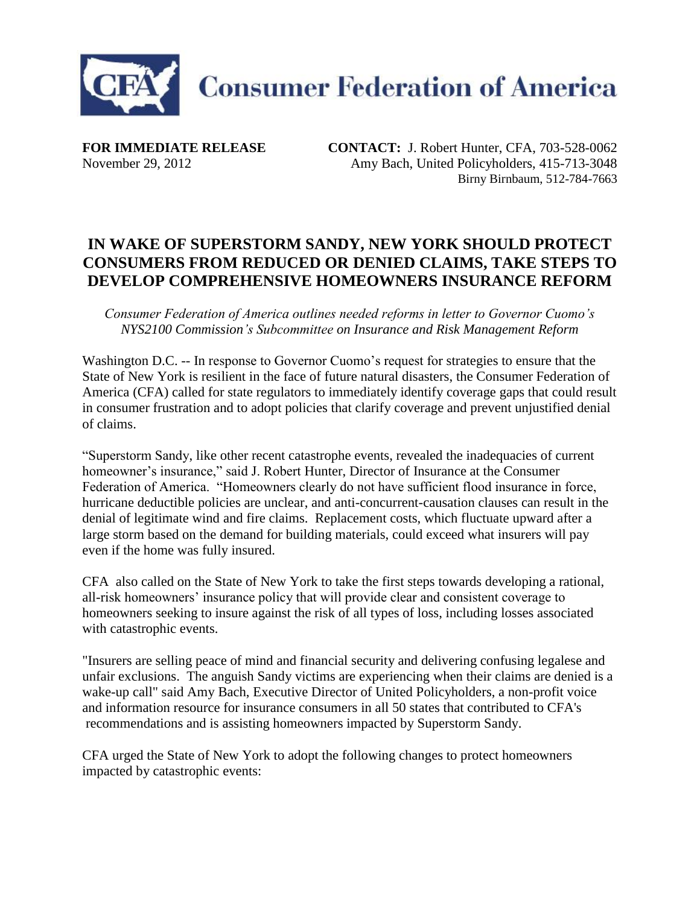**Consumer Federation of America**

**FOR IMMEDIATE RELEASE**
November 29, 2012

**CONTACT:** J. Robert Hunter, CFA, 703-528-0062
Amy Bach, United Policyholders, 415-713-3048
Birny Birnbaum, 512-784-7663

# IN WAKE OF SUPERSTORM SANDY, NEW YORK SHOULD PROTECT CONSUMERS FROM REDUCED OR DENIED CLAIMS, TAKE STEPS TO DEVELOP COMPREHENSIVE HOMEOWNERS INSURANCE REFORM

*Consumer Federation of America outlines needed reforms in letter to Governor Cuomo's NYS2100 Commission's Subcommittee on Insurance and Risk Management Reform*

Washington D.C. -- In response to Governor Cuomo's request for strategies to ensure that the State of New York is resilient in the face of future natural disasters, the Consumer Federation of America (CFA) called for state regulators to immediately identify coverage gaps that could result in consumer frustration and to adopt policies that clarify coverage and prevent unjustified denial of claims.

"Superstorm Sandy, like other recent catastrophe events, revealed the inadequacies of current homeowner's insurance," said J. Robert Hunter, Director of Insurance at the Consumer Federation of America. "Homeowners clearly do not have sufficient flood insurance in force, hurricane deductible policies are unclear, and anti-concurrent-causation clauses can result in the denial of legitimate wind and fire claims. Replacement costs, which fluctuate upward after a large storm based on the demand for building materials, could exceed what insurers will pay even if the home was fully insured.

CFA also called on the State of New York to take the first steps towards developing a rational, all-risk homeowners' insurance policy that will provide clear and consistent coverage to homeowners seeking to insure against the risk of all types of loss, including losses associated with catastrophic events.

"Insurers are selling peace of mind and financial security and delivering confusing legalese and unfair exclusions. The anguish Sandy victims are experiencing when their claims are denied is a wake-up call" said Amy Bach, Executive Director of United Policyholders, a non-profit voice and information resource for insurance consumers in all 50 states that contributed to CFA's recommendations and is assisting homeowners impacted by Superstorm Sandy.

CFA urged the State of New York to adopt the following changes to protect homeowners impacted by catastrophic events: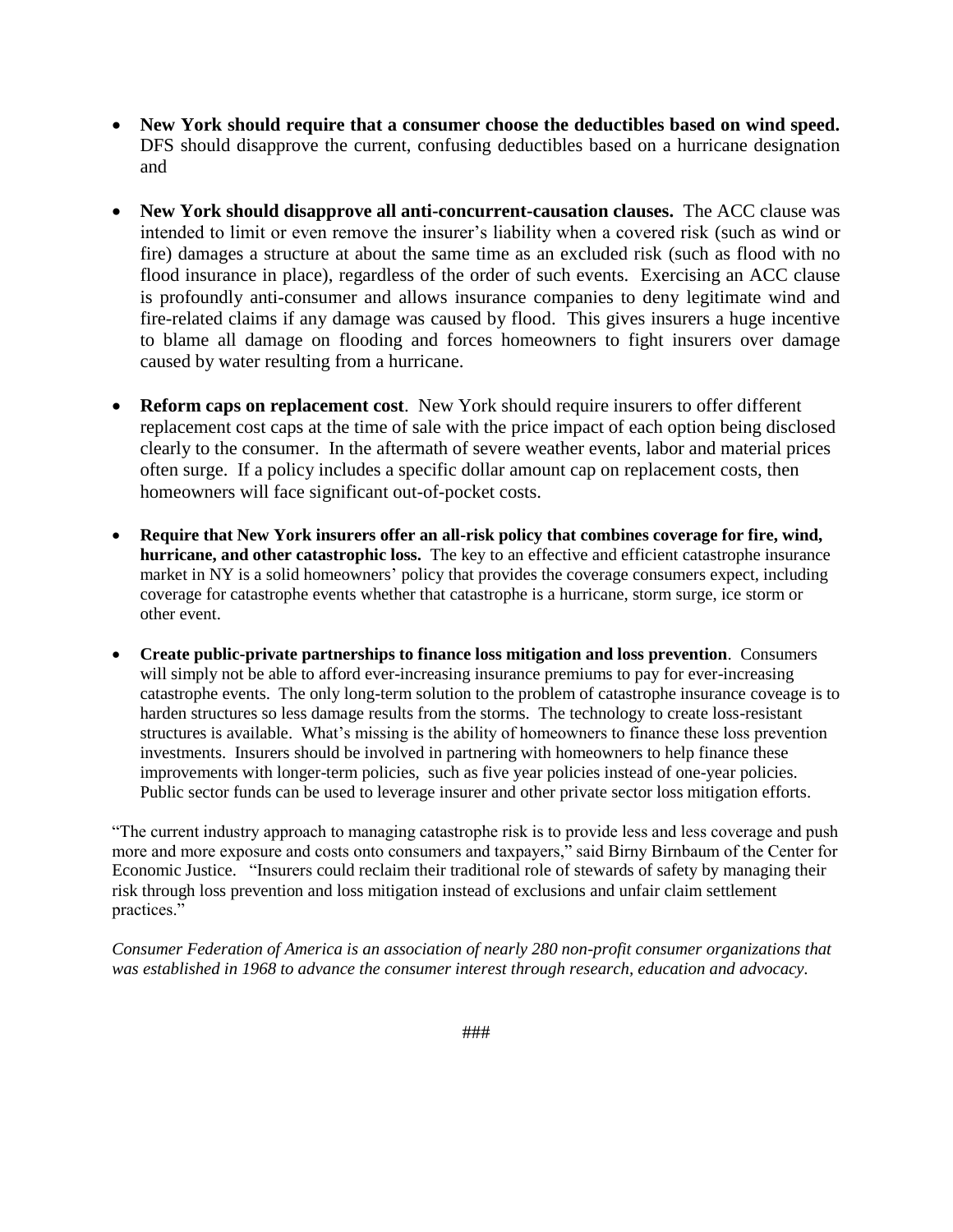- **New York should require that a consumer choose the deductibles based on wind speed.** DFS should disapprove the current, confusing deductibles based on a hurricane designation and

- **New York should disapprove all anti-concurrent-causation clauses.** The ACC clause was intended to limit or even remove the insurer's liability when a covered risk (such as wind or fire) damages a structure at about the same time as an excluded risk (such as flood with no flood insurance in place), regardless of the order of such events. Exercising an ACC clause is profoundly anti-consumer and allows insurance companies to deny legitimate wind and fire-related claims if any damage was caused by flood. This gives insurers a huge incentive to blame all damage on flooding and forces homeowners to fight insurers over damage caused by water resulting from a hurricane.

- **Reform caps on replacement cost**. New York should require insurers to offer different replacement cost caps at the time of sale with the price impact of each option being disclosed clearly to the consumer. In the aftermath of severe weather events, labor and material prices often surge. If a policy includes a specific dollar amount cap on replacement costs, then homeowners will face significant out-of-pocket costs.

- **Require that New York insurers offer an all-risk policy that combines coverage for fire, wind, hurricane, and other catastrophic loss.** The key to an effective and efficient catastrophe insurance market in NY is a solid homeowners' policy that provides the coverage consumers expect, including coverage for catastrophe events whether that catastrophe is a hurricane, storm surge, ice storm or other event.

- **Create public-private partnerships to finance loss mitigation and loss prevention**. Consumers will simply not be able to afford ever-increasing insurance premiums to pay for ever-increasing catastrophe events. The only long-term solution to the problem of catastrophe insurance coveage is to harden structures so less damage results from the storms. The technology to create loss-resistant structures is available. What's missing is the ability of homeowners to finance these loss prevention investments. Insurers should be involved in partnering with homeowners to help finance these improvements with longer-term policies, such as five year policies instead of one-year policies. Public sector funds can be used to leverage insurer and other private sector loss mitigation efforts.

"The current industry approach to managing catastrophe risk is to provide less and less coverage and push more and more exposure and costs onto consumers and taxpayers," said Birny Birnbaum of the Center for Economic Justice. "Insurers could reclaim their traditional role of stewards of safety by managing their risk through loss prevention and loss mitigation instead of exclusions and unfair claim settlement practices."

*Consumer Federation of America is an association of nearly 280 non-profit consumer organizations that was established in 1968 to advance the consumer interest through research, education and advocacy.*

###